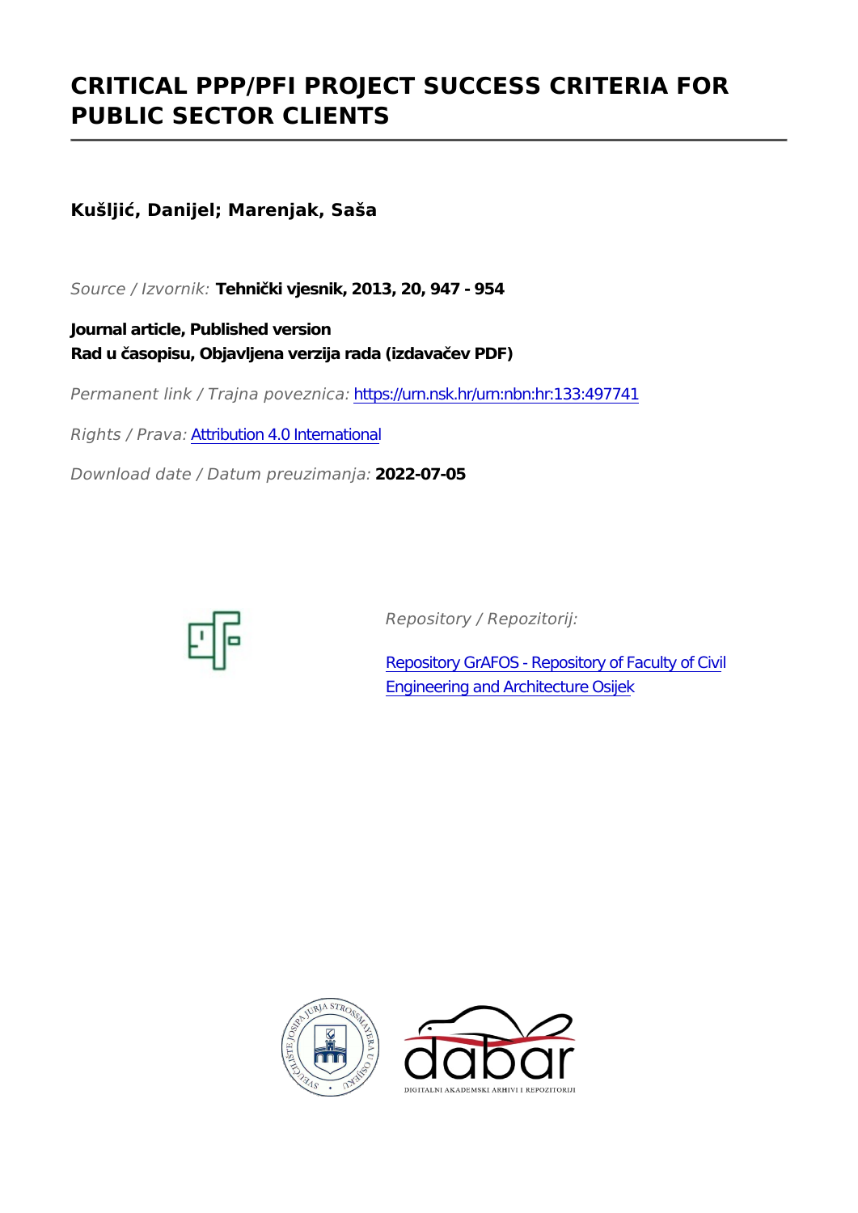# CRITICAL PPP/PFI PROJECT SUCCESS CRITERIA FOR PUBLIC SECTOR CLIENTS

**Kušljić, Danijel; Marenjak, Saša**

*Source / Izvornik:* **Tehnički vjesnik, 2013, 20, 947 - 954**

**Journal article, Published version**
**Rad u časopisu, Objavljena verzija rada (izdavačev PDF)**

*Permanent link / Trajna poveznica:* https://urn.nsk.hr/urn:nbn:hr:133:497741

*Rights / Prava:* Attribution 4.0 International

*Download date / Datum preuzimanja:* **2022-07-05**

*Repository / Repozitorij:*

Repository GrAFOS - Repository of Faculty of Civil Engineering and Architecture Osijek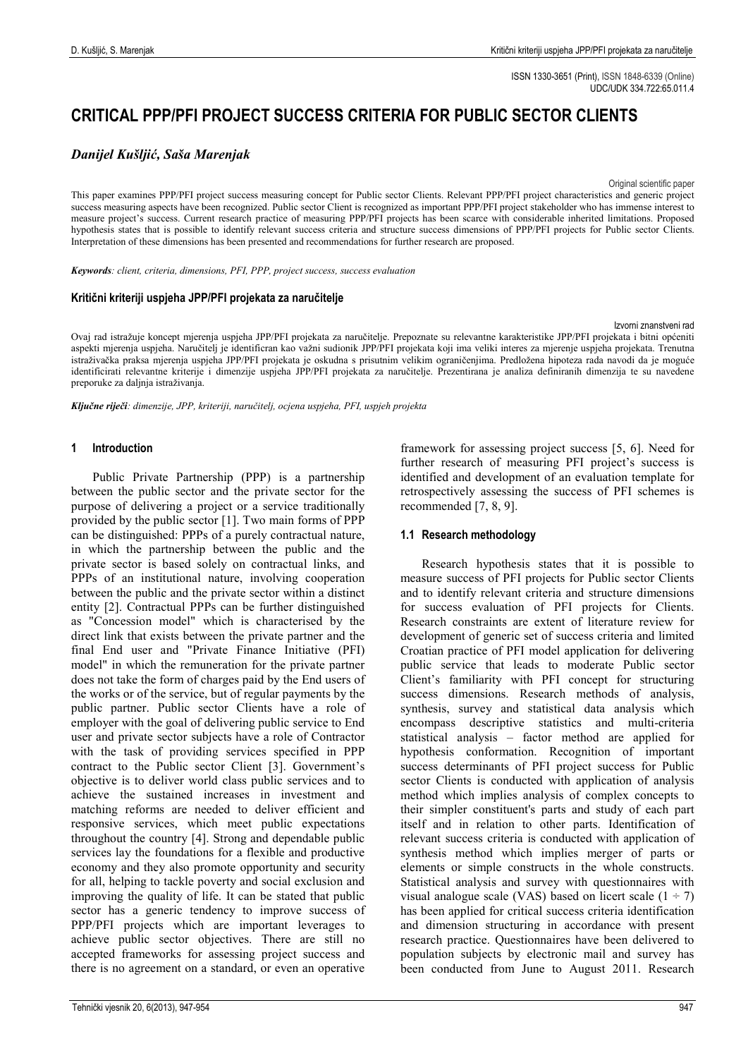ISSN 1330-3651 (Print), ISSN 1848-6339 (Online)
UDC/UDK 334.722:65.011.4

# CRITICAL PPP/PFI PROJECT SUCCESS CRITERIA FOR PUBLIC SECTOR CLIENTS

*Danijel Kušljić, Saša Marenjak*

Original scientific paper

This paper examines PPP/PFI project success measuring concept for Public sector Clients. Relevant PPP/PFI project characteristics and generic project success measuring aspects have been recognized. Public sector Client is recognized as important PPP/PFI project stakeholder who has immense interest to measure project's success. Current research practice of measuring PPP/PFI projects has been scarce with considerable inherited limitations. Proposed hypothesis states that is possible to identify relevant success criteria and structure success dimensions of PPP/PFI projects for Public sector Clients. Interpretation of these dimensions has been presented and recommendations for further research are proposed.

***Keywords***: *client, criteria, dimensions, PFI, PPP, project success, success evaluation*

### Kritični kriteriji uspjeha JPP/PFI projekata za naručitelje

Izvorni znanstveni rad

Ovaj rad istražuje koncept mjerenja uspjeha JPP/PFI projekata za naručitelje. Prepoznate su relevantne karakteristike JPP/PFI projekata i bitni općeniti aspekti mjerenja uspjeha. Naručitelj je identificran kao važni sudionik JPP/PFI projekata koji ima veliki interes za mjerenje uspjeha projekata. Trenutna istraživačka praksa mjerenja uspjeha JPP/PFI projekata je oskudna s prisutnim velikim ograničenjima. Predložena hipoteza rada navodi da je moguće identificirati relevantne kriterije i dimenzije uspjeha JPP/PFI projekata za naručitelje. Prezentirana je analiza definiranih dimenzija te su navedene preporuke za daljnja istraživanja.

***Ključne riječi***: *dimenzije, JPP, kriteriji, naručitelj, ocjena uspjeha, PFI, uspjeh projekta*

## 1 Introduction

Public Private Partnership (PPP) is a partnership between the public sector and the private sector for the purpose of delivering a project or a service traditionally provided by the public sector [1]. Two main forms of PPP can be distinguished: PPPs of a purely contractual nature, in which the partnership between the public and the private sector is based solely on contractual links, and PPPs of an institutional nature, involving cooperation between the public and the private sector within a distinct entity [2]. Contractual PPPs can be further distinguished as "Concession model" which is characterised by the direct link that exists between the private partner and the final End user and "Private Finance Initiative (PFI) model" in which the remuneration for the private partner does not take the form of charges paid by the End users of the works or of the service, but of regular payments by the public partner. Public sector Clients have a role of employer with the goal of delivering public service to End user and private sector subjects have a role of Contractor with the task of providing services specified in PPP contract to the Public sector Client [3]. Government's objective is to deliver world class public services and to achieve the sustained increases in investment and matching reforms are needed to deliver efficient and responsive services, which meet public expectations throughout the country [4]. Strong and dependable public services lay the foundations for a flexible and productive economy and they also promote opportunity and security for all, helping to tackle poverty and social exclusion and improving the quality of life. It can be stated that public sector has a generic tendency to improve success of PPP/PFI projects which are important leverages to achieve public sector objectives. There are still no accepted frameworks for assessing project success and there is no agreement on a standard, or even an operative framework for assessing project success [5, 6]. Need for further research of measuring PFI project's success is identified and development of an evaluation template for retrospectively assessing the success of PFI schemes is recommended [7, 8, 9].

### 1.1 Research methodology

Research hypothesis states that it is possible to measure success of PFI projects for Public sector Clients and to identify relevant criteria and structure dimensions for success evaluation of PFI projects for Clients. Research constraints are extent of literature review for development of generic set of success criteria and limited Croatian practice of PFI model application for delivering public service that leads to moderate Public sector Client's familiarity with PFI concept for structuring success dimensions. Research methods of analysis, synthesis, survey and statistical data analysis which encompass descriptive statistics and multi-criteria statistical analysis – factor method are applied for hypothesis conformation. Recognition of important success determinants of PFI project success for Public sector Clients is conducted with application of analysis method which implies analysis of complex concepts to their simpler constituent's parts and study of each part itself and in relation to other parts. Identification of relevant success criteria is conducted with application of synthesis method which implies merger of parts or elements or simple constructs in the whole constructs. Statistical analysis and survey with questionnaires with visual analogue scale (VAS) based on licert scale ($1 \div 7$) has been applied for critical success criteria identification and dimension structuring in accordance with present research practice. Questionnaires have been delivered to population subjects by electronic mail and survey has been conducted from June to August 2011. Research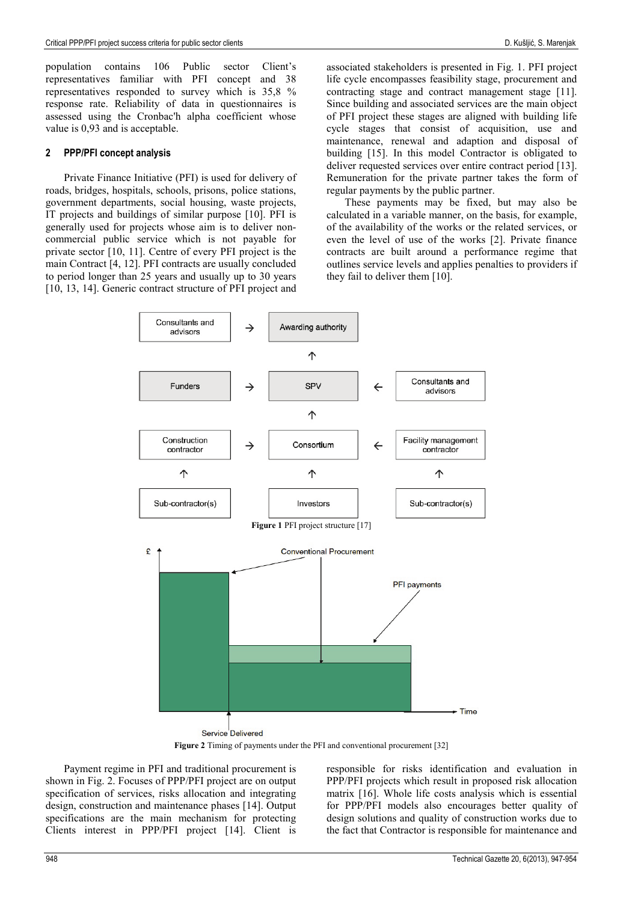population contains 106 Public sector Client's representatives familiar with PFI concept and 38 representatives responded to survey which is 35,8 % response rate. Reliability of data in questionnaires is assessed using the Cronbac'h alpha coefficient whose value is 0,93 and is acceptable.

## 2 PPP/PFI concept analysis

Private Finance Initiative (PFI) is used for delivery of roads, bridges, hospitals, schools, prisons, police stations, government departments, social housing, waste projects, IT projects and buildings of similar purpose [10]. PFI is generally used for projects whose aim is to deliver non-commercial public service which is not payable for private sector [10, 11]. Centre of every PFI project is the main Contract [4, 12]. PFI contracts are usually concluded to period longer than 25 years and usually up to 30 years [10, 13, 14]. Generic contract structure of PFI project and associated stakeholders is presented in Fig. 1. PFI project life cycle encompasses feasibility stage, procurement and contracting stage and contract management stage [11]. Since building and associated services are the main object of PFI project these stages are aligned with building life cycle stages that consist of acquisition, use and maintenance, renewal and adaption and disposal of building [15]. In this model Contractor is obligated to deliver requested services over entire contract period [13]. Remuneration for the private partner takes the form of regular payments by the public partner.

These payments may be fixed, but may also be calculated in a variable manner, on the basis, for example, of the availability of the works or the related services, or even the level of use of the works [2]. Private finance contracts are built around a performance regime that outlines service levels and applies penalties to providers if they fail to deliver them [10].

**Figure 1** PFI project structure [17]

**Figure 2** Timing of payments under the PFI and conventional procurement [32]

Payment regime in PFI and traditional procurement is shown in Fig. 2. Focuses of PPP/PFI project are on output specification of services, risks allocation and integrating design, construction and maintenance phases [14]. Output specifications are the main mechanism for protecting Clients interest in PPP/PFI project [14]. Client is responsible for risks identification and evaluation in PPP/PFI projects which result in proposed risk allocation matrix [16]. Whole life costs analysis which is essential for PPP/PFI models also encourages better quality of design solutions and quality of construction works due to the fact that Contractor is responsible for maintenance and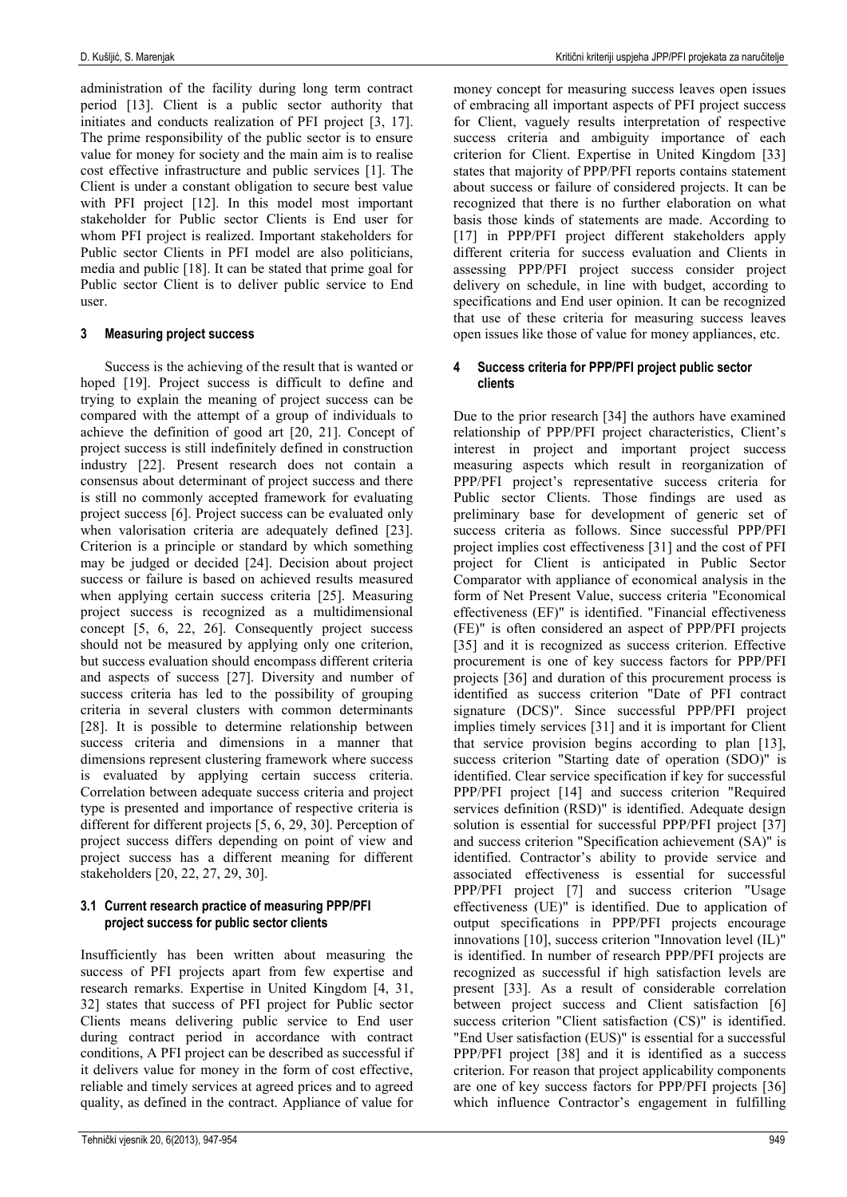administration of the facility during long term contract period [13]. Client is a public sector authority that initiates and conducts realization of PFI project [3, 17]. The prime responsibility of the public sector is to ensure value for money for society and the main aim is to realise cost effective infrastructure and public services [1]. The Client is under a constant obligation to secure best value with PFI project [12]. In this model most important stakeholder for Public sector Clients is End user for whom PFI project is realized. Important stakeholders for Public sector Clients in PFI model are also politicians, media and public [18]. It can be stated that prime goal for Public sector Client is to deliver public service to End user.

## 3 Measuring project success

Success is the achieving of the result that is wanted or hoped [19]. Project success is difficult to define and trying to explain the meaning of project success can be compared with the attempt of a group of individuals to achieve the definition of good art [20, 21]. Concept of project success is still indefinitely defined in construction industry [22]. Present research does not contain a consensus about determinant of project success and there is still no commonly accepted framework for evaluating project success [6]. Project success can be evaluated only when valorisation criteria are adequately defined [23]. Criterion is a principle or standard by which something may be judged or decided [24]. Decision about project success or failure is based on achieved results measured when applying certain success criteria [25]. Measuring project success is recognized as a multidimensional concept [5, 6, 22, 26]. Consequently project success should not be measured by applying only one criterion, but success evaluation should encompass different criteria and aspects of success [27]. Diversity and number of success criteria has led to the possibility of grouping criteria in several clusters with common determinants [28]. It is possible to determine relationship between success criteria and dimensions in a manner that dimensions represent clustering framework where success is evaluated by applying certain success criteria. Correlation between adequate success criteria and project type is presented and importance of respective criteria is different for different projects [5, 6, 29, 30]. Perception of project success differs depending on point of view and project success has a different meaning for different stakeholders [20, 22, 27, 29, 30].

### 3.1 Current research practice of measuring PPP/PFI project success for public sector clients

Insufficiently has been written about measuring the success of PFI projects apart from few expertise and research remarks. Expertise in United Kingdom [4, 31, 32] states that success of PFI project for Public sector Clients means delivering public service to End user during contract period in accordance with contract conditions, A PFI project can be described as successful if it delivers value for money in the form of cost effective, reliable and timely services at agreed prices and to agreed quality, as defined in the contract. Appliance of value for money concept for measuring success leaves open issues of embracing all important aspects of PFI project success for Client, vaguely results interpretation of respective success criteria and ambiguity importance of each criterion for Client. Expertise in United Kingdom [33] states that majority of PPP/PFI reports contains statement about success or failure of considered projects. It can be recognized that there is no further elaboration on what basis those kinds of statements are made. According to [17] in PPP/PFI project different stakeholders apply different criteria for success evaluation and Clients in assessing PPP/PFI project success consider project delivery on schedule, in line with budget, according to specifications and End user opinion. It can be recognized that use of these criteria for measuring success leaves open issues like those of value for money appliances, etc.

## 4 Success criteria for PPP/PFI project public sector clients

Due to the prior research [34] the authors have examined relationship of PPP/PFI project characteristics, Client's interest in project and important project success measuring aspects which result in reorganization of PPP/PFI project's representative success criteria for Public sector Clients. Those findings are used as preliminary base for development of generic set of success criteria as follows. Since successful PPP/PFI project implies cost effectiveness [31] and the cost of PFI project for Client is anticipated in Public Sector Comparator with appliance of economical analysis in the form of Net Present Value, success criteria "Economical effectiveness (EF)" is identified. "Financial effectiveness (FE)" is often considered an aspect of PPP/PFI projects [35] and it is recognized as success criterion. Effective procurement is one of key success factors for PPP/PFI projects [36] and duration of this procurement process is identified as success criterion "Date of PFI contract signature (DCS)". Since successful PPP/PFI project implies timely services [31] and it is important for Client that service provision begins according to plan [13], success criterion "Starting date of operation (SDO)" is identified. Clear service specification if key for successful PPP/PFI project [14] and success criterion "Required services definition (RSD)" is identified. Adequate design solution is essential for successful PPP/PFI project [37] and success criterion "Specification achievement (SA)" is identified. Contractor's ability to provide service and associated effectiveness is essential for successful PPP/PFI project [7] and success criterion "Usage effectiveness (UE)" is identified. Due to application of output specifications in PPP/PFI projects encourage innovations [10], success criterion "Innovation level (IL)" is identified. In number of research PPP/PFI projects are recognized as successful if high satisfaction levels are present [33]. As a result of considerable correlation between project success and Client satisfaction [6] success criterion "Client satisfaction (CS)" is identified. "End User satisfaction (EUS)" is essential for a successful PPP/PFI project [38] and it is identified as a success criterion. For reason that project applicability components are one of key success factors for PPP/PFI projects [36] which influence Contractor's engagement in fulfilling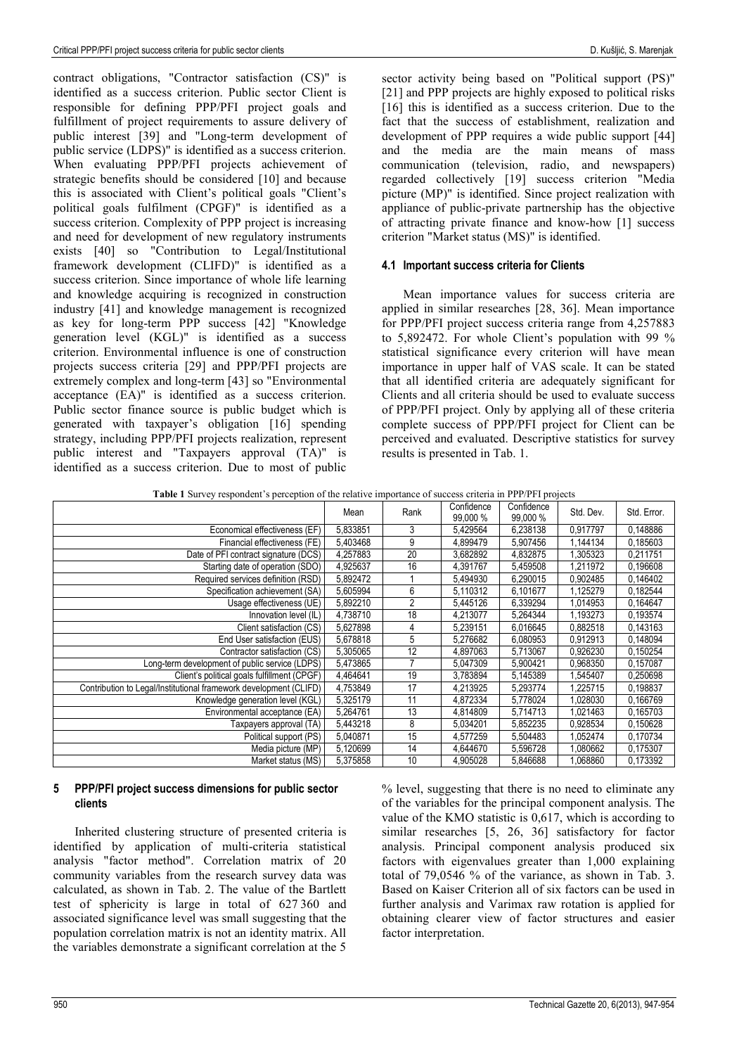contract obligations, "Contractor satisfaction (CS)" is identified as a success criterion. Public sector Client is responsible for defining PPP/PFI project goals and fulfillment of project requirements to assure delivery of public interest [39] and "Long-term development of public service (LDPS)" is identified as a success criterion. When evaluating PPP/PFI projects achievement of strategic benefits should be considered [10] and because this is associated with Client's political goals "Client's political goals fulfilment (CPGF)" is identified as a success criterion. Complexity of PPP project is increasing and need for development of new regulatory instruments exists [40] so "Contribution to Legal/Institutional framework development (CLIFD)" is identified as a success criterion. Since importance of whole life learning and knowledge acquiring is recognized in construction industry [41] and knowledge management is recognized as key for long-term PPP success [42] "Knowledge generation level (KGL)" is identified as a success criterion. Environmental influence is one of construction projects success criteria [29] and PPP/PFI projects are extremely complex and long-term [43] so "Environmental acceptance (EA)" is identified as a success criterion. Public sector finance source is public budget which is generated with taxpayer's obligation [16] spending strategy, including PPP/PFI projects realization, represent public interest and "Taxpayers approval (TA)" is identified as a success criterion. Due to most of public sector activity being based on "Political support (PS)" [21] and PPP projects are highly exposed to political risks [16] this is identified as a success criterion. Due to the fact that the success of establishment, realization and development of PPP requires a wide public support [44] and the media are the main means of mass communication (television, radio, and newspapers) regarded collectively [19] success criterion "Media picture (MP)" is identified. Since project realization with appliance of public-private partnership has the objective of attracting private finance and know-how [1] success criterion "Market status (MS)" is identified.

### 4.1 Important success criteria for Clients

Mean importance values for success criteria are applied in similar researches [28, 36]. Mean importance for PPP/PFI project success criteria range from 4,257883 to 5,892472. For whole Client's population with 99 % statistical significance every criterion will have mean importance in upper half of VAS scale. It can be stated that all identified criteria are adequately significant for Clients and all criteria should be used to evaluate success of PPP/PFI project. Only by applying all of these criteria complete success of PPP/PFI project for Client can be perceived and evaluated. Descriptive statistics for survey results is presented in Tab. 1.

**Table 1** Survey respondent's perception of the relative importance of success criteria in PPP/PFI projects

| | Mean | Rank | Confidence 99,000 % | Confidence 99,000 % | Std. Dev. | Std. Error. |
|---|---|---|---|---|---|---|
| Economical effectiveness (EF) | 5,833851 | 3 | 5,429564 | 6,238138 | 0,917797 | 0,148886 |
| Financial effectiveness (FE) | 5,403468 | 9 | 4,899479 | 5,907456 | 1,144134 | 0,185603 |
| Date of PFI contract signature (DCS) | 4,257883 | 20 | 3,682892 | 4,832875 | 1,305323 | 0,211751 |
| Starting date of operation (SDO) | 4,925637 | 16 | 4,391767 | 5,459508 | 1,211972 | 0,196608 |
| Required services definition (RSD) | 5,892472 | 1 | 5,494930 | 6,290015 | 0,902485 | 0,146402 |
| Specification achievement (SA) | 5,605994 | 6 | 5,110312 | 6,101677 | 1,125279 | 0,182544 |
| Usage effectiveness (UE) | 5,892210 | 2 | 5,445126 | 6,339294 | 1,014953 | 0,164647 |
| Innovation level (IL) | 4,738710 | 18 | 4,213077 | 5,264344 | 1,193273 | 0,193574 |
| Client satisfaction (CS) | 5,627898 | 4 | 5,239151 | 6,016645 | 0,882518 | 0,143163 |
| End User satisfaction (EUS) | 5,678818 | 5 | 5,276682 | 6,080953 | 0,912913 | 0,148094 |
| Contractor satisfaction (CS) | 5,305065 | 12 | 4,897063 | 5,713067 | 0,926230 | 0,150254 |
| Long-term development of public service (LDPS) | 5,473865 | 7 | 5,047309 | 5,900421 | 0,968350 | 0,157087 |
| Client's political goals fulfillment (CPGF) | 4,464641 | 19 | 3,783894 | 5,145389 | 1,545407 | 0,250698 |
| Contribution to Legal/Institutional framework development (CLIFD) | 4,753849 | 17 | 4,213925 | 5,293774 | 1,225715 | 0,198837 |
| Knowledge generation level (KGL) | 5,325179 | 11 | 4,872334 | 5,778024 | 1,028030 | 0,166769 |
| Environmental acceptance (EA) | 5,264761 | 13 | 4,814809 | 5,714713 | 1,021463 | 0,165703 |
| Taxpayers approval (TA) | 5,443218 | 8 | 5,034201 | 5,852235 | 0,928534 | 0,150628 |
| Political support (PS) | 5,040871 | 15 | 4,577259 | 5,504483 | 1,052474 | 0,170734 |
| Media picture (MP) | 5,120699 | 14 | 4,644670 | 5,596728 | 1,080662 | 0,175307 |
| Market status (MS) | 5,375858 | 10 | 4,905028 | 5,846688 | 1,068860 | 0,173392 |

## 5 PPP/PFI project success dimensions for public sector clients

Inherited clustering structure of presented criteria is identified by application of multi-criteria statistical analysis "factor method". Correlation matrix of 20 community variables from the research survey data was calculated, as shown in Tab. 2. The value of the Bartlett test of sphericity is large in total of 627 360 and associated significance level was small suggesting that the population correlation matrix is not an identity matrix. All the variables demonstrate a significant correlation at the 5 % level, suggesting that there is no need to eliminate any of the variables for the principal component analysis. The value of the KMO statistic is 0,617, which is according to similar researches [5, 26, 36] satisfactory for factor analysis. Principal component analysis produced six factors with eigenvalues greater than 1,000 explaining total of 79,0546 % of the variance, as shown in Tab. 3. Based on Kaiser Criterion all of six factors can be used in further analysis and Varimax raw rotation is applied for obtaining clearer view of factor structures and easier factor interpretation.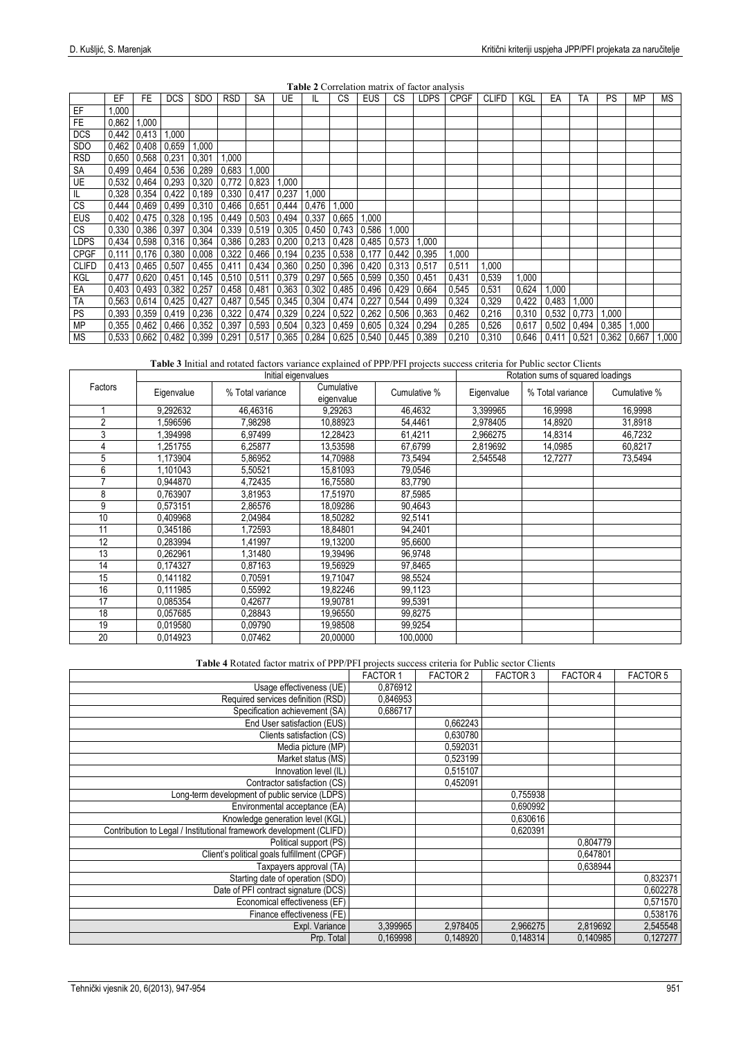**Table 2** Correlation matrix of factor analysis

| | EF | FE | DCS | SDO | RSD | SA | UE | IL | CS | EUS | CS | LDPS | CPGF | CLIFD | KGL | EA | TA | PS | MP | MS |
|---|---|---|---|---|---|---|---|---|---|---|---|---|---|---|---|---|---|---|---|---|
| EF | 1,000 | | | | | | | | | | | | | | | | | | | |
| FE | 0,862 | 1,000 | | | | | | | | | | | | | | | | | | |
| DCS | 0,442 | 0,413 | 1,000 | | | | | | | | | | | | | | | | | |
| SDO | 0,462 | 0,408 | 0,659 | 1,000 | | | | | | | | | | | | | | | | |
| RSD | 0,650 | 0,568 | 0,231 | 0,301 | 1,000 | | | | | | | | | | | | | | | |
| SA | 0,499 | 0,464 | 0,536 | 0,289 | 0,683 | 1,000 | | | | | | | | | | | | | | |
| UE | 0,532 | 0,464 | 0,293 | 0,320 | 0,772 | 0,823 | 1,000 | | | | | | | | | | | | | |
| IL | 0,328 | 0,354 | 0,422 | 0,189 | 0,330 | 0,417 | 0,237 | 1,000 | | | | | | | | | | | | |
| CS | 0,444 | 0,469 | 0,499 | 0,310 | 0,466 | 0,651 | 0,444 | 0,476 | 1,000 | | | | | | | | | | | |
| EUS | 0,402 | 0,475 | 0,328 | 0,195 | 0,449 | 0,503 | 0,494 | 0,337 | 0,665 | 1,000 | | | | | | | | | | |
| CS | 0,330 | 0,386 | 0,397 | 0,304 | 0,339 | 0,519 | 0,305 | 0,450 | 0,743 | 0,586 | 1,000 | | | | | | | | | |
| LDPS | 0,434 | 0,598 | 0,316 | 0,364 | 0,386 | 0,283 | 0,200 | 0,213 | 0,428 | 0,485 | 0,573 | 1,000 | | | | | | | | |
| CPGF | 0,111 | 0,176 | 0,380 | 0,008 | 0,322 | 0,466 | 0,194 | 0,235 | 0,538 | 0,177 | 0,442 | 0,395 | 1,000 | | | | | | | |
| CLIFD | 0,413 | 0,465 | 0,507 | 0,455 | 0,411 | 0,434 | 0,360 | 0,250 | 0,396 | 0,420 | 0,313 | 0,517 | 0,511 | 1,000 | | | | | | |
| KGL | 0,477 | 0,620 | 0,451 | 0,145 | 0,510 | 0,511 | 0,379 | 0,297 | 0,565 | 0,599 | 0,350 | 0,451 | 0,431 | 0,539 | 1,000 | | | | | |
| EA | 0,403 | 0,493 | 0,382 | 0,257 | 0,458 | 0,481 | 0,363 | 0,302 | 0,485 | 0,496 | 0,429 | 0,664 | 0,545 | 0,531 | 0,624 | 1,000 | | | | |
| TA | 0,563 | 0,614 | 0,425 | 0,427 | 0,487 | 0,545 | 0,345 | 0,304 | 0,474 | 0,227 | 0,544 | 0,499 | 0,324 | 0,329 | 0,422 | 0,483 | 1,000 | | | |
| PS | 0,393 | 0,359 | 0,419 | 0,236 | 0,322 | 0,474 | 0,329 | 0,224 | 0,522 | 0,262 | 0,506 | 0,363 | 0,462 | 0,216 | 0,310 | 0,532 | 0,773 | 1,000 | | |
| MP | 0,355 | 0,462 | 0,466 | 0,352 | 0,397 | 0,593 | 0,504 | 0,323 | 0,459 | 0,605 | 0,324 | 0,294 | 0,285 | 0,526 | 0,617 | 0,502 | 0,494 | 0,385 | 1,000 | |
| MS | 0,533 | 0,662 | 0,482 | 0,399 | 0,291 | 0,517 | 0,365 | 0,284 | 0,625 | 0,540 | 0,445 | 0,389 | 0,210 | 0,310 | 0,646 | 0,411 | 0,521 | 0,362 | 0,667 | 1,000 |

**Table 3** Initial and rotated factors variance explained of PPP/PFI projects success criteria for Public sector Clients

| Factors | Initial eigenvalues | | | | Rotation sums of squared loadings | | |
|---|---|---|---|---|---|---|---|
| | Eigenvalue | % Total variance | Cumulative eigenvalue | Cumulative % | Eigenvalue | % Total variance | Cumulative % |
| 1 | 9,292632 | 46,46316 | 9,29263 | 46,4632 | 3,399965 | 16,9998 | 16,9998 |
| 2 | 1,596596 | 7,98298 | 10,88923 | 54,4461 | 2,978405 | 14,8920 | 31,8918 |
| 3 | 1,394998 | 6,97499 | 12,28423 | 61,4211 | 2,966275 | 14,8314 | 46,7232 |
| 4 | 1,251755 | 6,25877 | 13,53598 | 67,6799 | 2,819692 | 14,0985 | 60,8217 |
| 5 | 1,173904 | 5,86952 | 14,70988 | 73,5494 | 2,545548 | 12,7277 | 73,5494 |
| 6 | 1,101043 | 5,50521 | 15,81093 | 79,0546 | | | |
| 7 | 0,944870 | 4,72435 | 16,75580 | 83,7790 | | | |
| 8 | 0,763907 | 3,81953 | 17,51970 | 87,5985 | | | |
| 9 | 0,573151 | 2,86576 | 18,09286 | 90,4643 | | | |
| 10 | 0,409968 | 2,04984 | 18,50282 | 92,5141 | | | |
| 11 | 0,345186 | 1,72593 | 18,84801 | 94,2401 | | | |
| 12 | 0,283994 | 1,41997 | 19,13200 | 95,6600 | | | |
| 13 | 0,262961 | 1,31480 | 19,39496 | 96,9748 | | | |
| 14 | 0,174327 | 0,87163 | 19,56929 | 97,8465 | | | |
| 15 | 0,141182 | 0,70591 | 19,71047 | 98,5524 | | | |
| 16 | 0,111985 | 0,55992 | 19,82246 | 99,1123 | | | |
| 17 | 0,085354 | 0,42677 | 19,90781 | 99,5391 | | | |
| 18 | 0,057685 | 0,28843 | 19,96550 | 99,8275 | | | |
| 19 | 0,019580 | 0,09790 | 19,98508 | 99,9254 | | | |
| 20 | 0,014923 | 0,07462 | 20,00000 | 100,0000 | | | |

**Table 4** Rotated factor matrix of PPP/PFI projects success criteria for Public sector Clients

| | FACTOR 1 | FACTOR 2 | FACTOR 3 | FACTOR 4 | FACTOR 5 |
|---|---|---|---|---|---|
| Usage effectiveness (UE) | 0,876912 | | | | |
| Required services definition (RSD) | 0,846953 | | | | |
| Specification achievement (SA) | 0,686717 | | | | |
| End User satisfaction (EUS) | | 0,662243 | | | |
| Clients satisfaction (CS) | | 0,630780 | | | |
| Media picture (MP) | | 0,592031 | | | |
| Market status (MS) | | 0,523199 | | | |
| Innovation level (IL) | | 0,515107 | | | |
| Contractor satisfaction (CS) | | 0,452091 | | | |
| Long-term development of public service (LDPS) | | | 0,755938 | | |
| Environmental acceptance (EA) | | | 0,690992 | | |
| Knowledge generation level (KGL) | | | 0,630616 | | |
| Contribution to Legal / Institutional framework development (CLIFD) | | | 0,620391 | | |
| Political support (PS) | | | | 0,804779 | |
| Client's political goals fulfillment (CPGF) | | | | 0,647801 | |
| Taxpayers approval (TA) | | | | 0,638944 | |
| Starting date of operation (SDO) | | | | | 0,832371 |
| Date of PFI contract signature (DCS) | | | | | 0,602278 |
| Economical effectiveness (EF) | | | | | 0,571570 |
| Finance effectiveness (FE) | | | | | 0,538176 |
| Expl. Variance | 3,399965 | 2,978405 | 2,966275 | 2,819692 | 2,545548 |
| Prp. Total | 0,169998 | 0,148920 | 0,148314 | 0,140985 | 0,127277 |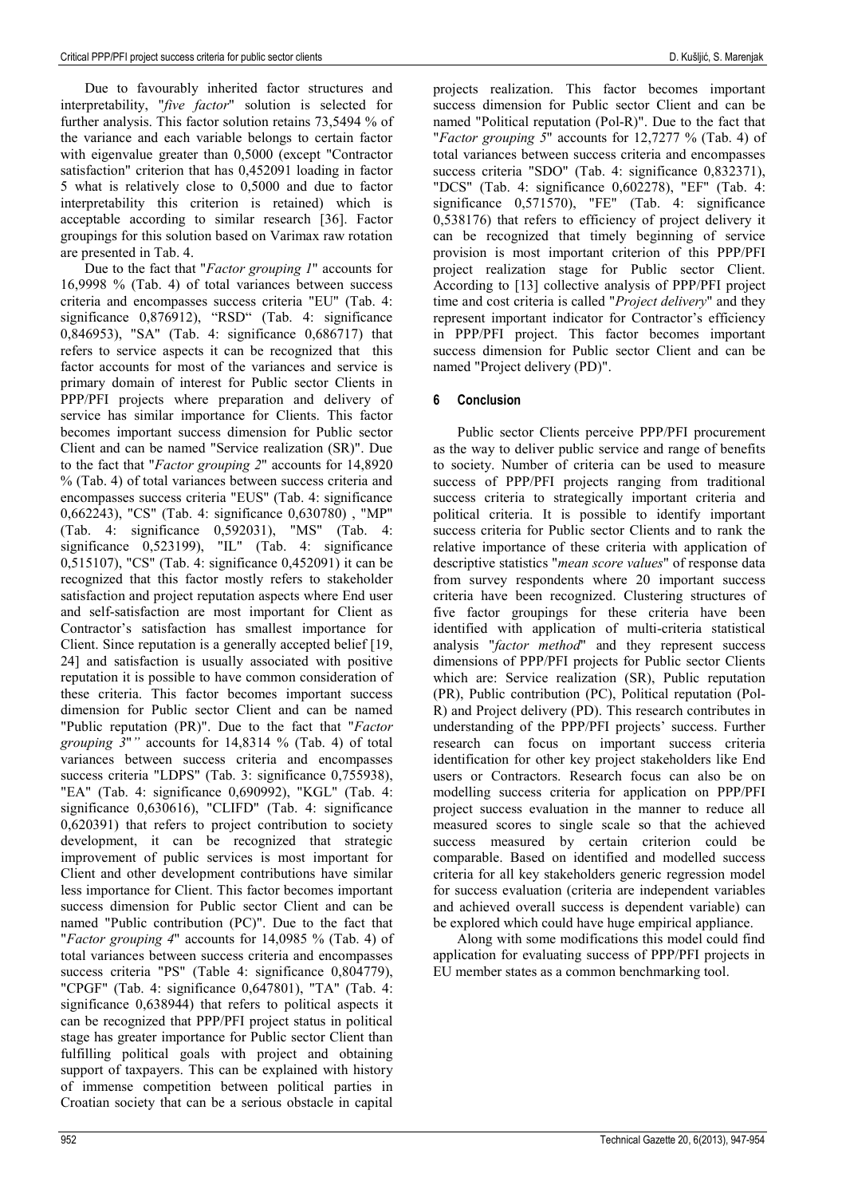Due to favourably inherited factor structures and interpretability, "*five factor*" solution is selected for further analysis. This factor solution retains 73,5494 % of the variance and each variable belongs to certain factor with eigenvalue greater than 0,5000 (except "Contractor satisfaction" criterion that has 0,452091 loading in factor 5 what is relatively close to 0,5000 and due to factor interpretability this criterion is retained) which is acceptable according to similar research [36]. Factor groupings for this solution based on Varimax raw rotation are presented in Tab. 4.

Due to the fact that "*Factor grouping 1*" accounts for 16,9998 % (Tab. 4) of total variances between success criteria and encompasses success criteria "EU" (Tab. 4: significance 0,876912), "RSD" (Tab. 4: significance 0,846953), "SA" (Tab. 4: significance 0,686717) that refers to service aspects it can be recognized that this factor accounts for most of the variances and service is primary domain of interest for Public sector Clients in PPP/PFI projects where preparation and delivery of service has similar importance for Clients. This factor becomes important success dimension for Public sector Client and can be named "Service realization (SR)". Due to the fact that "*Factor grouping 2*" accounts for 14,8920 % (Tab. 4) of total variances between success criteria and encompasses success criteria "EUS" (Tab. 4: significance 0,662243), "CS" (Tab. 4: significance 0,630780) , "MP" (Tab. 4: significance 0,592031), "MS" (Tab. 4: significance 0,523199), "IL" (Tab. 4: significance 0,515107), "CS" (Tab. 4: significance 0,452091) it can be recognized that this factor mostly refers to stakeholder satisfaction and project reputation aspects where End user and self-satisfaction are most important for Client as Contractor's satisfaction has smallest importance for Client. Since reputation is a generally accepted belief [19, 24] and satisfaction is usually associated with positive reputation it is possible to have common consideration of these criteria. This factor becomes important success dimension for Public sector Client and can be named "Public reputation (PR)". Due to the fact that "*Factor grouping 3*" accounts for 14,8314 % (Tab. 4) of total variances between success criteria and encompasses success criteria "LDPS" (Tab. 3: significance 0,755938), "EA" (Tab. 4: significance 0,690992), "KGL" (Tab. 4: significance 0,630616), "CLIFD" (Tab. 4: significance 0,620391) that refers to project contribution to society development, it can be recognized that strategic improvement of public services is most important for Client and other development contributions have similar less importance for Client. This factor becomes important success dimension for Public sector Client and can be named "Public contribution (PC)". Due to the fact that "*Factor grouping 4*" accounts for 14,0985 % (Tab. 4) of total variances between success criteria and encompasses success criteria "PS" (Table 4: significance 0,804779), "CPGF" (Tab. 4: significance 0,647801), "TA" (Tab. 4: significance 0,638944) that refers to political aspects it can be recognized that PPP/PFI project status in political stage has greater importance for Public sector Client than fulfilling political goals with project and obtaining support of taxpayers. This can be explained with history of immense competition between political parties in Croatian society that can be a serious obstacle in capital projects realization. This factor becomes important success dimension for Public sector Client and can be named "Political reputation (Pol-R)". Due to the fact that "*Factor grouping 5*" accounts for 12,7277 % (Tab. 4) of total variances between success criteria and encompasses success criteria "SDO" (Tab. 4: significance 0,832371), "DCS" (Tab. 4: significance 0,602278), "EF" (Tab. 4: significance 0,571570), "FE" (Tab. 4: significance 0,538176) that refers to efficiency of project delivery it can be recognized that timely beginning of service provision is most important criterion of this PPP/PFI project realization stage for Public sector Client. According to [13] collective analysis of PPP/PFI project time and cost criteria is called "*Project delivery*" and they represent important indicator for Contractor's efficiency in PPP/PFI project. This factor becomes important success dimension for Public sector Client and can be named "Project delivery (PD)".

## 6 Conclusion

Public sector Clients perceive PPP/PFI procurement as the way to deliver public service and range of benefits to society. Number of criteria can be used to measure success of PPP/PFI projects ranging from traditional success criteria to strategically important criteria and political criteria. It is possible to identify important success criteria for Public sector Clients and to rank the relative importance of these criteria with application of descriptive statistics "*mean score values*" of response data from survey respondents where 20 important success criteria have been recognized. Clustering structures of five factor groupings for these criteria have been identified with application of multi-criteria statistical analysis "*factor method*" and they represent success dimensions of PPP/PFI projects for Public sector Clients which are: Service realization (SR), Public reputation (PR), Public contribution (PC), Political reputation (Pol-R) and Project delivery (PD). This research contributes in understanding of the PPP/PFI projects' success. Further research can focus on important success criteria identification for other key project stakeholders like End users or Contractors. Research focus can also be on modelling success criteria for application on PPP/PFI project success evaluation in the manner to reduce all measured scores to single scale so that the achieved success measured by certain criterion could be comparable. Based on identified and modelled success criteria for all key stakeholders generic regression model for success evaluation (criteria are independent variables and achieved overall success is dependent variable) can be explored which could have huge empirical appliance.

Along with some modifications this model could find application for evaluating success of PPP/PFI projects in EU member states as a common benchmarking tool.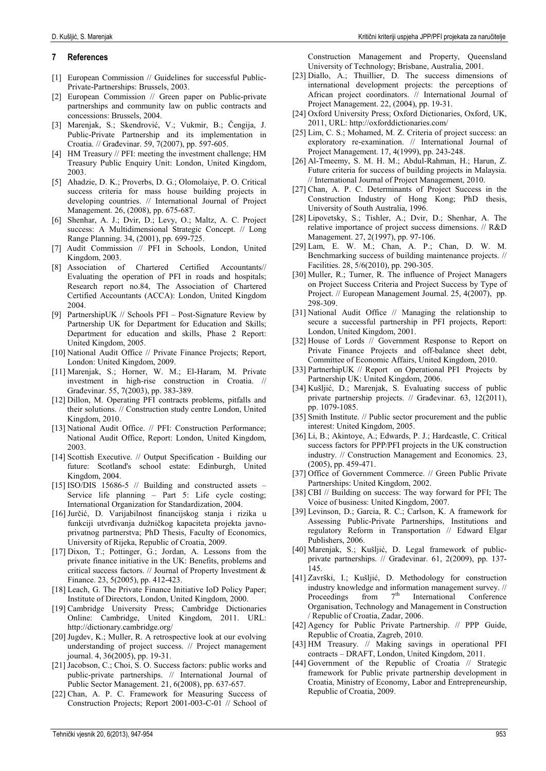## 7 References

[1] European Commission // Guidelines for successful Public-Private-Partnerships: Brussels, 2003.

[2] European Commission // Green paper on Public-private partnerships and community law on public contracts and concessions: Brussels, 2004.

[3] Marenjak, S.; Skendrović, V.; Vukmir, B.; Čengija, J. Public-Private Partnership and its implementation in Croatia. // Građevinar. 59, 7(2007), pp. 597-605.

[4] HM Treasury // PFI: meeting the investment challenge; HM Treasury Public Enquiry Unit: London, United Kingdom, 2003.

[5] Ahadzie, D. K.; Proverbs, D. G.; Olomolaiye, P. O. Critical success criteria for mass house building projects in developing countries. // International Journal of Project Management. 26, (2008), pp. 675-687.

[6] Shenhar, A. J.; Dvir, D.; Levy, O.; Maltz, A. C. Project success: A Multidimensional Strategic Concept. // Long Range Planning. 34, (2001), pp. 699-725.

[7] Audit Commission // PFI in Schools, London, United Kingdom, 2003.

[8] Association of Chartered Certified Accountants// Evaluating the operation of PFI in roads and hospitals; Research report no.84, The Association of Chartered Certified Accountants (ACCA): London, United Kingdom 2004.

[9] PartnershipUK // Schools PFI – Post-Signature Review by Partnership UK for Department for Education and Skills; Department for education and skills, Phase 2 Report: United Kingdom, 2005.

[10] National Audit Office // Private Finance Projects; Report, London: United Kingdom, 2009.

[11] Marenjak, S.; Horner, W. M.; El-Haram, M. Private investment in high-rise construction in Croatia. // Građevinar. 55, 7(2003), pp. 383-389.

[12] Dillon, M. Operating PFI contracts problems, pitfalls and their solutions. // Construction study centre London, United Kingdom, 2010.

[13] National Audit Office. // PFI: Construction Performance; National Audit Office, Report: London, United Kingdom, 2003.

[14] Scottish Executive. // Output Specification - Building our future: Scotland's school estate: Edinburgh, United Kingdom, 2004.

[15] ISO/DIS 15686-5 // Building and constructed assets – Service life planning – Part 5: Life cycle costing; International Organization for Standardization, 2004.

[16] Jurčić, D. Varijabilnost financijskog stanja i rizika u funkciji utvrđivanja dužničkog kapaciteta projekta javno-privatnog partnerstva; PhD Thesis, Faculty of Economics, University of Rijeka, Republic of Croatia, 2009.

[17] Dixon, T.; Pottinger, G.; Jordan, A. Lessons from the private finance initiative in the UK: Benefits, problems and critical success factors. // Journal of Property Investment & Finance. 23, 5(2005), pp. 412-423.

[18] Leach, G. The Private Finance Initiative IoD Policy Paper; Institute of Directors, London, United Kingdom, 2000.

[19] Cambridge University Press; Cambridge Dictionaries Online: Cambridge, United Kingdom, 2011. URL: http://dictionary.cambridge.org/

[20] Jugdev, K.; Muller, R. A retrospective look at our evolving understanding of project success. // Project management journal. 4, 36(2005), pp. 19-31.

[21] Jacobson, C.; Choi, S. O. Success factors: public works and public-private partnerships. // International Journal of Public Sector Management. 21, 6(2008), pp. 637-657.

[22] Chan, A. P. C. Framework for Measuring Success of Construction Projects; Report 2001-003-C-01 // School of Construction Management and Property, Queensland University of Technology; Brisbane, Australia, 2001.

[23] Diallo, A.; Thuillier, D. The success dimensions of international development projects: the perceptions of African project coordinators. // International Journal of Project Management. 22, (2004), pp. 19-31.

[24] Oxford University Press; Oxford Dictionaries, Oxford, UK, 2011, URL: http://oxforddictionaries.com/

[25] Lim, C. S.; Mohamed, M. Z. Criteria of project success: an exploratory re-examination. // International Journal of Project Management. 17, 4(1999), pp. 243-248.

[26] Al-Tmeemy, S. M. H. M.; Abdul-Rahman, H.; Harun, Z. Future criteria for success of building projects in Malaysia. // International Journal of Project Management, 2010.

[27] Chan, A. P. C. Determinants of Project Success in the Construction Industry of Hong Kong; PhD thesis, University of South Australia, 1996.

[28] Lipovetsky, S.; Tishler, A.; Dvir, D.; Shenhar, A. The relative importance of project success dimensions. // R&D Management. 27, 2(1997), pp. 97-106.

[29] Lam, E. W. M.; Chan, A. P.; Chan, D. W. M. Benchmarking success of building maintenance projects. // Facilities. 28, 5/6(2010), pp. 290-305.

[30] Muller, R.; Turner, R. The influence of Project Managers on Project Success Criteria and Project Success by Type of Project. // European Management Journal. 25, 4(2007), pp. 298-309.

[31] National Audit Office // Managing the relationship to secure a successful partnership in PFI projects, Report: London, United Kingdom, 2001.

[32] House of Lords // Government Response to Report on Private Finance Projects and off-balance sheet debt, Committee of Economic Affairs, United Kingdom, 2010.

[33] PartnerhipUK // Report on Operational PFI Projects by Partnership UK: United Kingdom, 2006.

[34] Kušljić, D.; Marenjak, S. Evaluating success of public private partnership projects. // Građevinar. 63, 12(2011), pp. 1079-1085.

[35] Smith Institute. // Public sector procurement and the public interest: United Kingdom, 2005.

[36] Li, B.; Akintoye, A.; Edwards, P. J.; Hardcastle, C. Critical success factors for PPP/PFI projects in the UK construction industry. // Construction Management and Economics. 23, (2005), pp. 459-471.

[37] Office of Government Commerce. // Green Public Private Partnerships: United Kingdom, 2002.

[38] CBI // Building on success: The way forward for PFI; The Voice of business: United Kingdom, 2007.

[39] Levinson, D.; Garcia, R. C.; Carlson, K. A framework for Assessing Public-Private Partnerships, Institutions and regulatory Reform in Transportation // Edward Elgar Publishers, 2006.

[40] Marenjak, S.; Kušljić, D. Legal framework of public-private partnerships. // Građevinar. 61, 2(2009), pp. 137-145.

[41] Završki, I.; Kušljić, D. Methodology for construction industry knowledge and information management survey. // Proceedings from 7th International Conference Organisation, Technology and Management in Construction / Republic of Croatia, Zadar, 2006.

[42] Agency for Public Private Partnership. // PPP Guide, Republic of Croatia, Zagreb, 2010.

[43] HM Treasury. // Making savings in operational PFI contracts – DRAFT, London, United Kingdom, 2011.

[44] Government of the Republic of Croatia // Strategic framework for Public private partnership development in Croatia, Ministry of Economy, Labor and Entrepreneurship, Republic of Croatia, 2009.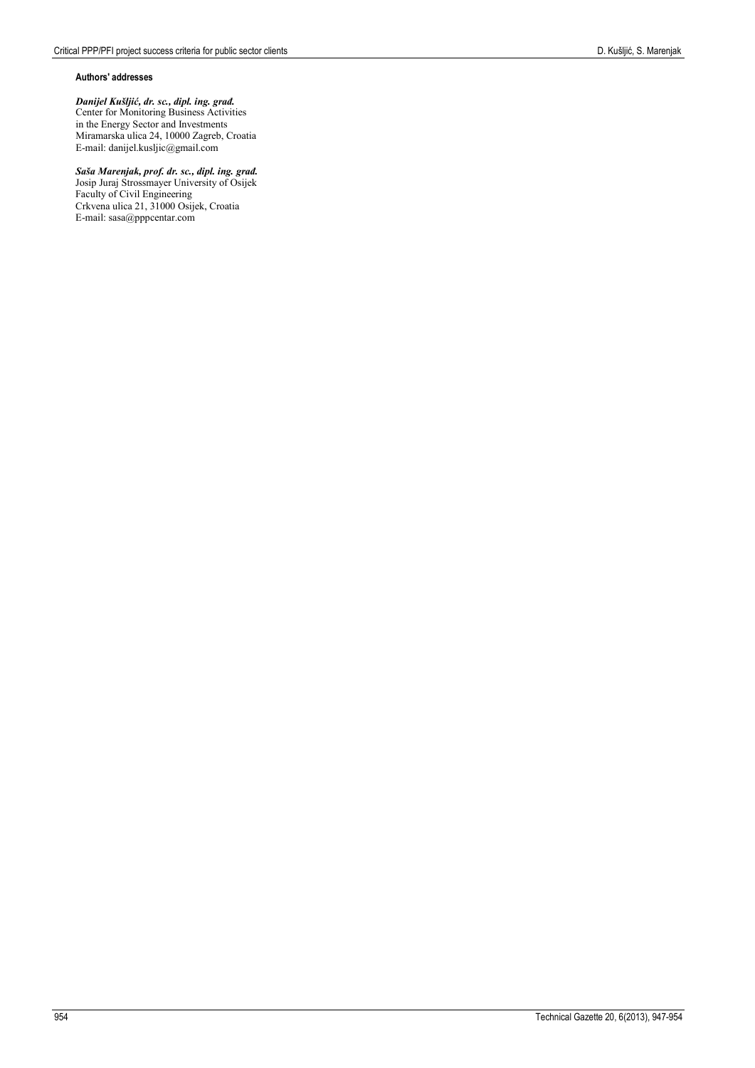**Authors' addresses**

***Danijel Kušljić, dr. sc., dipl. ing. građ.***
Center for Monitoring Business Activities
in the Energy Sector and Investments
Miramarska ulica 24, 10000 Zagreb, Croatia
E-mail: danijel.kusljic@gmail.com

***Saša Marenjak, prof. dr. sc., dipl. ing. građ.***
Josip Juraj Strossmayer University of Osijek
Faculty of Civil Engineering
Crkvena ulica 21, 31000 Osijek, Croatia
E-mail: sasa@pppcentar.com